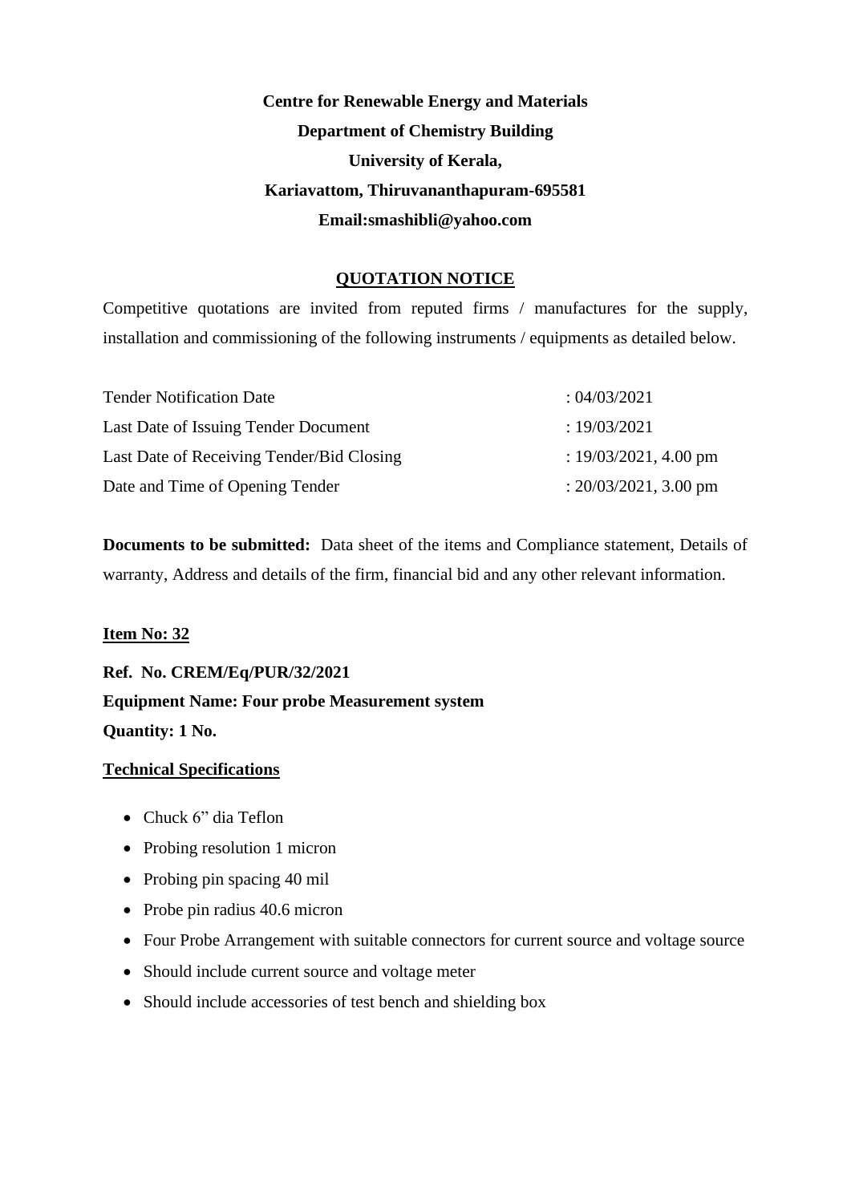**Centre for Renewable Energy and Materials**

**Department of Chemistry Building**

**University of Kerala,**

**Kariavattom, Thiruvananthapuram-695581**

**Email:smashibli@yahoo.com**

## QUOTATION NOTICE

Competitive quotations are invited from reputed firms / manufactures for the supply, installation and commissioning of the following instruments / equipments as detailed below.

| | |
|---|---|
| Tender Notification Date | : 04/03/2021 |
| Last Date of Issuing Tender Document | : 19/03/2021 |
| Last Date of Receiving Tender/Bid Closing | : 19/03/2021, 4.00 pm |
| Date and Time of Opening Tender | : 20/03/2021, 3.00 pm |

**Documents to be submitted:** Data sheet of the items and Compliance statement, Details of warranty, Address and details of the firm, financial bid and any other relevant information.

**Item No: 32**

**Ref. No. CREM/Eq/PUR/32/2021**

**Equipment Name: Four probe Measurement system**

**Quantity: 1 No.**

**Technical Specifications**

- Chuck 6" dia Teflon
- Probing resolution 1 micron
- Probing pin spacing 40 mil
- Probe pin radius 40.6 micron
- Four Probe Arrangement with suitable connectors for current source and voltage source
- Should include current source and voltage meter
- Should include accessories of test bench and shielding box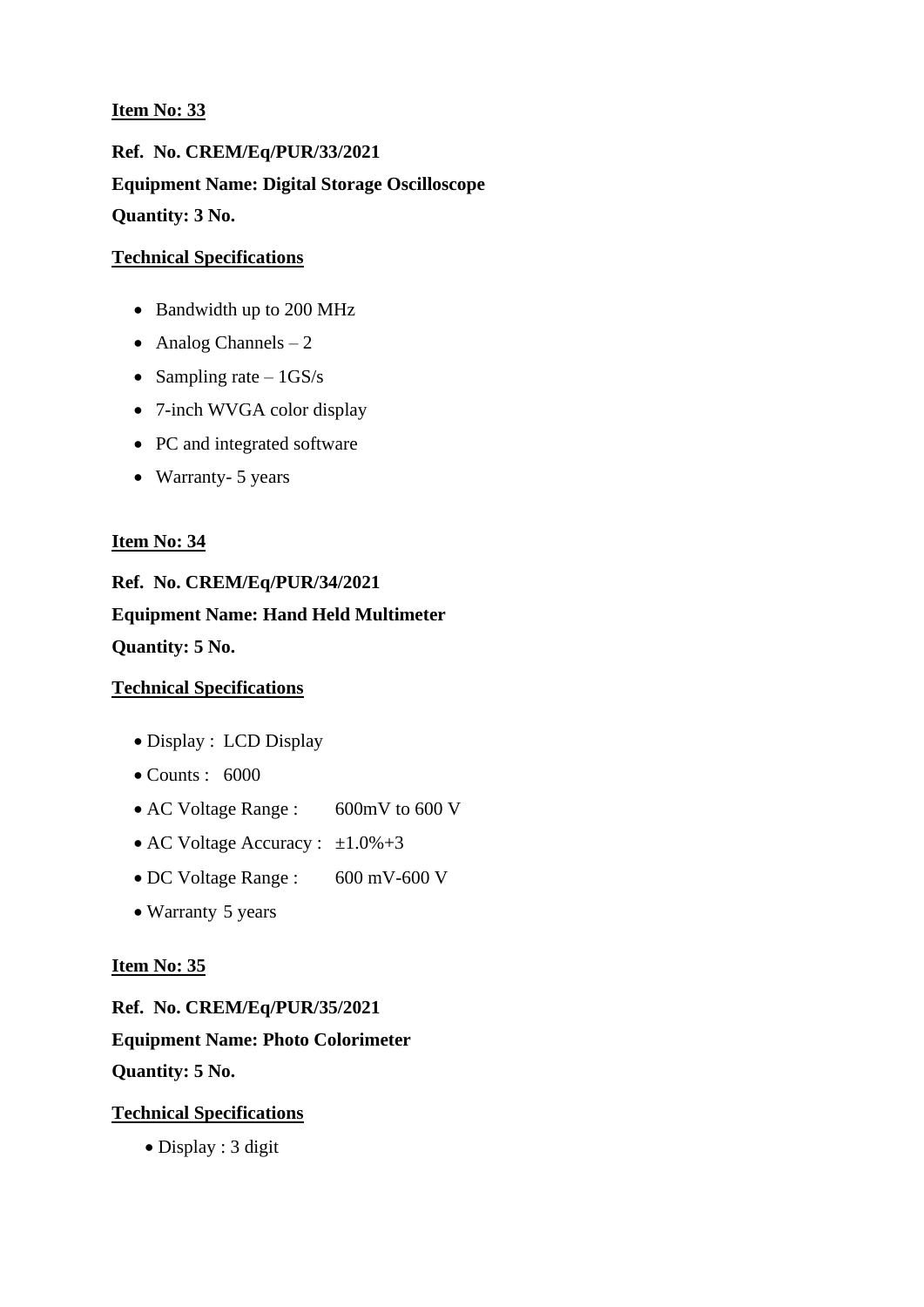**Item No: 33**

**Ref. No. CREM/Eq/PUR/33/2021**

**Equipment Name: Digital Storage Oscilloscope**

**Quantity: 3 No.**

**Technical Specifications**

- Bandwidth up to 200 MHz
- Analog Channels – 2
- Sampling rate – 1GS/s
- 7-inch WVGA color display
- PC and integrated software
- Warranty- 5 years

**Item No: 34**

**Ref. No. CREM/Eq/PUR/34/2021**

**Equipment Name: Hand Held Multimeter**

**Quantity: 5 No.**

**Technical Specifications**

- Display : LCD Display
- Counts : 6000
- AC Voltage Range : 600mV to 600 V
- AC Voltage Accuracy : ±1.0%+3
- DC Voltage Range : 600 mV-600 V
- Warranty 5 years

**Item No: 35**

**Ref. No. CREM/Eq/PUR/35/2021**

**Equipment Name: Photo Colorimeter**

**Quantity: 5 No.**

**Technical Specifications**

- Display : 3 digit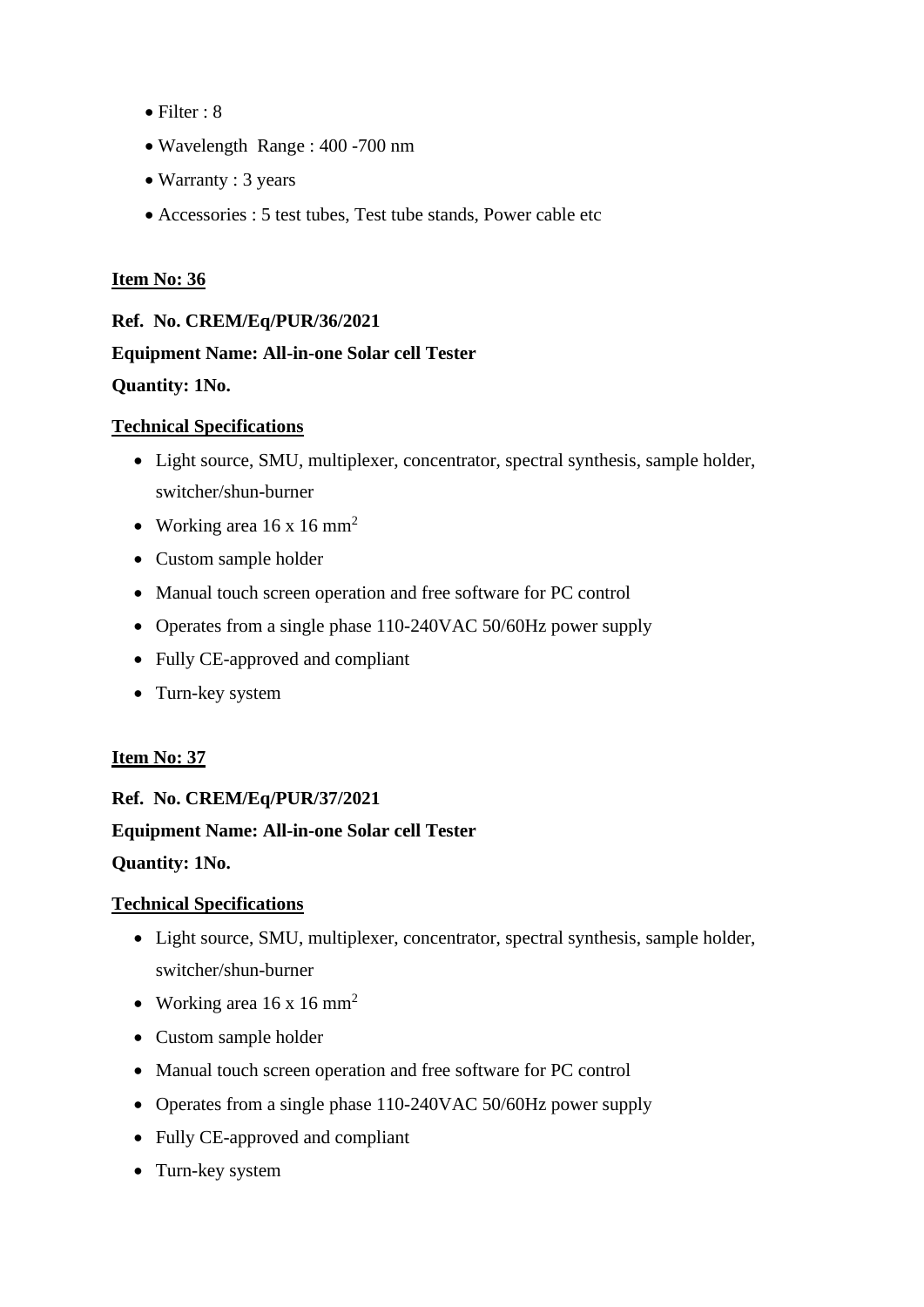- Filter : 8
- Wavelength  Range : 400 -700 nm
- Warranty : 3 years
- Accessories : 5 test tubes, Test tube stands, Power cable etc

**Item No: 36**

**Ref.  No. CREM/Eq/PUR/36/2021**

**Equipment Name: All-in-one Solar cell Tester**

**Quantity: 1No.**

**Technical Specifications**

- Light source, SMU, multiplexer, concentrator, spectral synthesis, sample holder, switcher/shun-burner
- Working area 16 x 16 $mm^2$
- Custom sample holder
- Manual touch screen operation and free software for PC control
- Operates from a single phase 110-240VAC 50/60Hz power supply
- Fully CE-approved and compliant
- Turn-key system

**Item No: 37**

**Ref.  No. CREM/Eq/PUR/37/2021**

**Equipment Name: All-in-one Solar cell Tester**

**Quantity: 1No.**

**Technical Specifications**

- Light source, SMU, multiplexer, concentrator, spectral synthesis, sample holder, switcher/shun-burner
- Working area 16 x 16 $mm^2$
- Custom sample holder
- Manual touch screen operation and free software for PC control
- Operates from a single phase 110-240VAC 50/60Hz power supply
- Fully CE-approved and compliant
- Turn-key system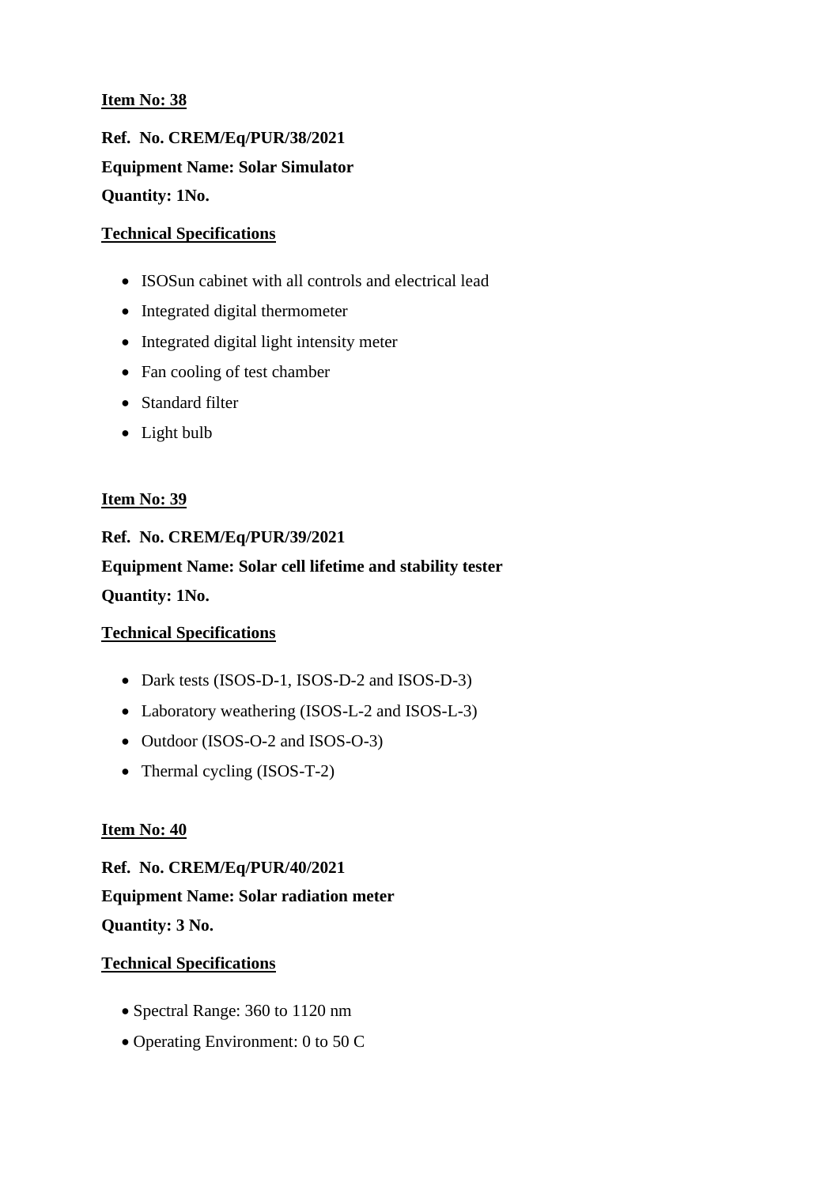**Item No: 38**

**Ref. No. CREM/Eq/PUR/38/2021**

**Equipment Name: Solar Simulator**

**Quantity: 1No.**

**Technical Specifications**

- ISOSun cabinet with all controls and electrical lead
- Integrated digital thermometer
- Integrated digital light intensity meter
- Fan cooling of test chamber
- Standard filter
- Light bulb

**Item No: 39**

**Ref. No. CREM/Eq/PUR/39/2021**

**Equipment Name: Solar cell lifetime and stability tester**

**Quantity: 1No.**

**Technical Specifications**

- Dark tests (ISOS-D-1, ISOS-D-2 and ISOS-D-3)
- Laboratory weathering (ISOS-L-2 and ISOS-L-3)
- Outdoor (ISOS-O-2 and ISOS-O-3)
- Thermal cycling (ISOS-T-2)

**Item No: 40**

**Ref. No. CREM/Eq/PUR/40/2021**

**Equipment Name: Solar radiation meter**

**Quantity: 3 No.**

**Technical Specifications**

- Spectral Range: 360 to 1120 nm
- Operating Environment: 0 to 50 C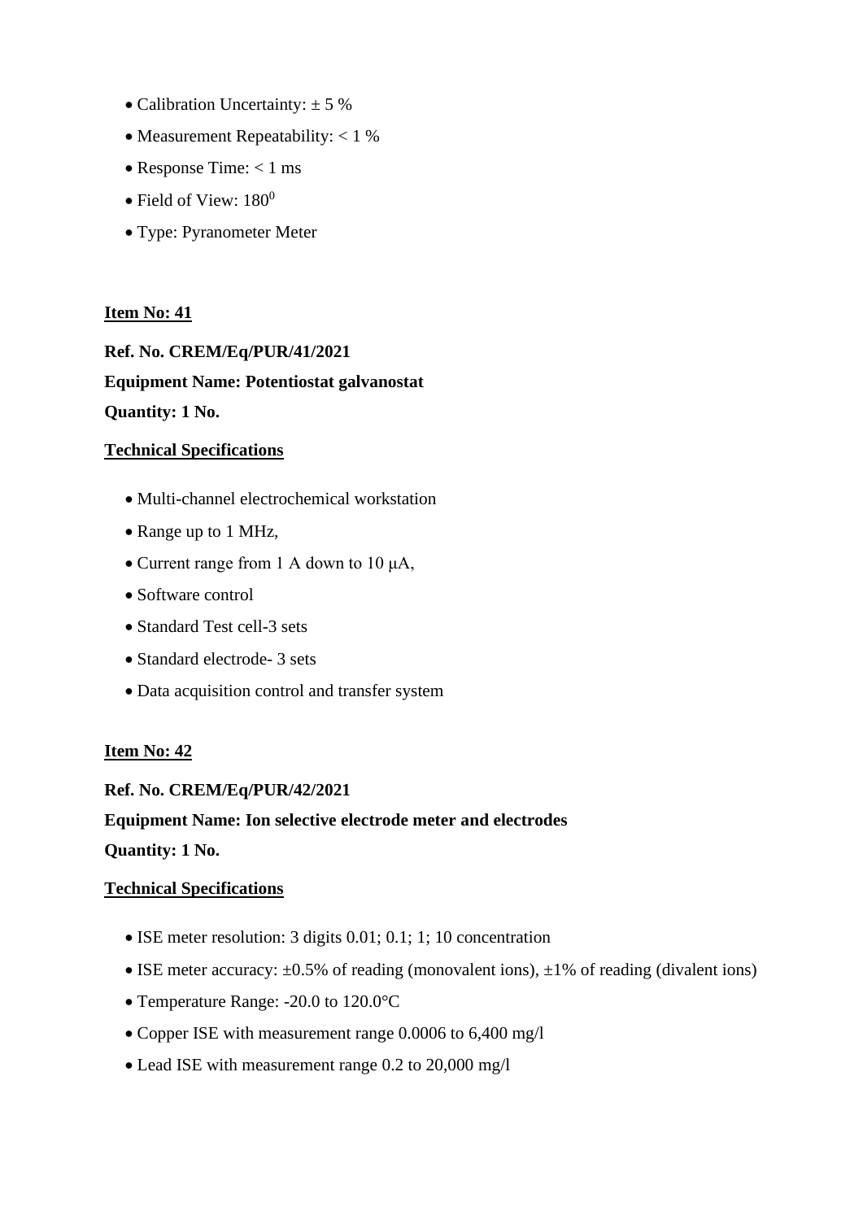- Calibration Uncertainty: ± 5 %
- Measurement Repeatability: < 1 %
- Response Time: < 1 ms
- Field of View: $180^0$
- Type: Pyranometer Meter

**Item No: 41**

**Ref. No. CREM/Eq/PUR/41/2021**

**Equipment Name: Potentiostat galvanostat**

**Quantity: 1 No.**

**Technical Specifications**

- Multi-channel electrochemical workstation
- Range up to 1 MHz,
- Current range from 1 A down to 10 μA,
- Software control
- Standard Test cell-3 sets
- Standard electrode- 3 sets
- Data acquisition control and transfer system

**Item No: 42**

**Ref. No. CREM/Eq/PUR/42/2021**

**Equipment Name: Ion selective electrode meter and electrodes**

**Quantity: 1 No.**

**Technical Specifications**

- ISE meter resolution: 3 digits 0.01; 0.1; 1; 10 concentration
- ISE meter accuracy: ±0.5% of reading (monovalent ions), ±1% of reading (divalent ions)
- Temperature Range: -20.0 to 120.0°C
- Copper ISE with measurement range 0.0006 to 6,400 mg/l
- Lead ISE with measurement range 0.2 to 20,000 mg/l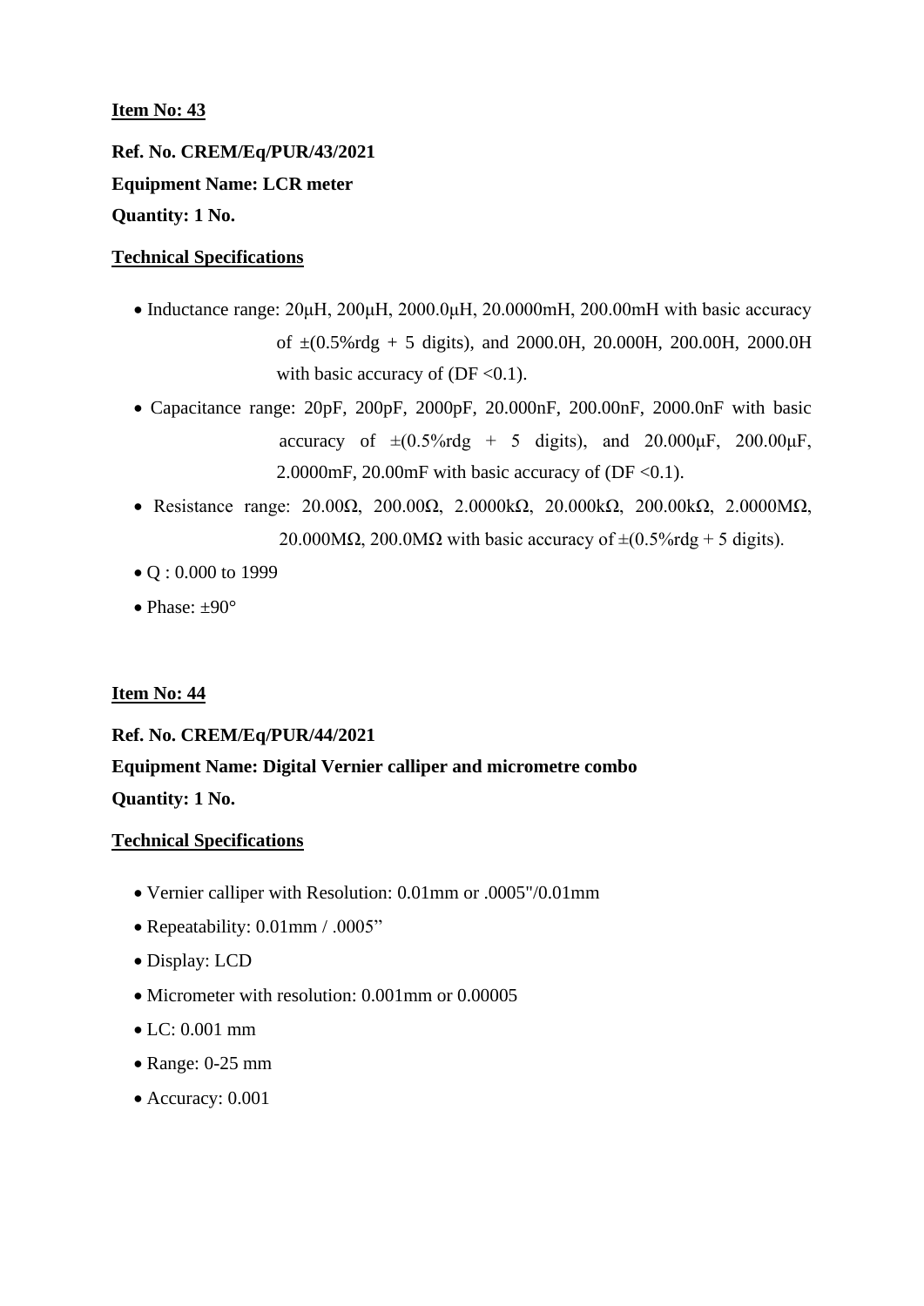**<u>Item No: 43</u>**

**Ref. No. CREM/Eq/PUR/43/2021**

**Equipment Name: LCR meter**

**Quantity: 1 No.**

**<u>Technical Specifications</u>**

- Inductance range: 20μH, 200μH, 2000.0μH, 20.0000mH, 200.00mH with basic accuracy of ±(0.5%rdg + 5 digits), and 2000.0H, 20.000H, 200.00H, 2000.0H with basic accuracy of (DF <0.1).
- Capacitance range: 20pF, 200pF, 2000pF, 20.000nF, 200.00nF, 2000.0nF with basic accuracy of ±(0.5%rdg + 5 digits), and 20.000μF, 200.00μF, 2.0000mF, 20.00mF with basic accuracy of (DF <0.1).
- Resistance range: 20.00Ω, 200.00Ω, 2.0000kΩ, 20.000kΩ, 200.00kΩ, 2.0000MΩ, 20.000MΩ, 200.0MΩ with basic accuracy of ±(0.5%rdg + 5 digits).
- Q : 0.000 to 1999
- Phase: ±90°

**<u>Item No: 44</u>**

**Ref. No. CREM/Eq/PUR/44/2021**

**Equipment Name: Digital Vernier calliper and micrometre combo**

**Quantity: 1 No.**

**<u>Technical Specifications</u>**

- Vernier calliper with Resolution: 0.01mm or .0005"/0.01mm
- Repeatability: 0.01mm / .0005"
- Display: LCD
- Micrometer with resolution: 0.001mm or 0.00005
- LC: 0.001 mm
- Range: 0-25 mm
- Accuracy: 0.001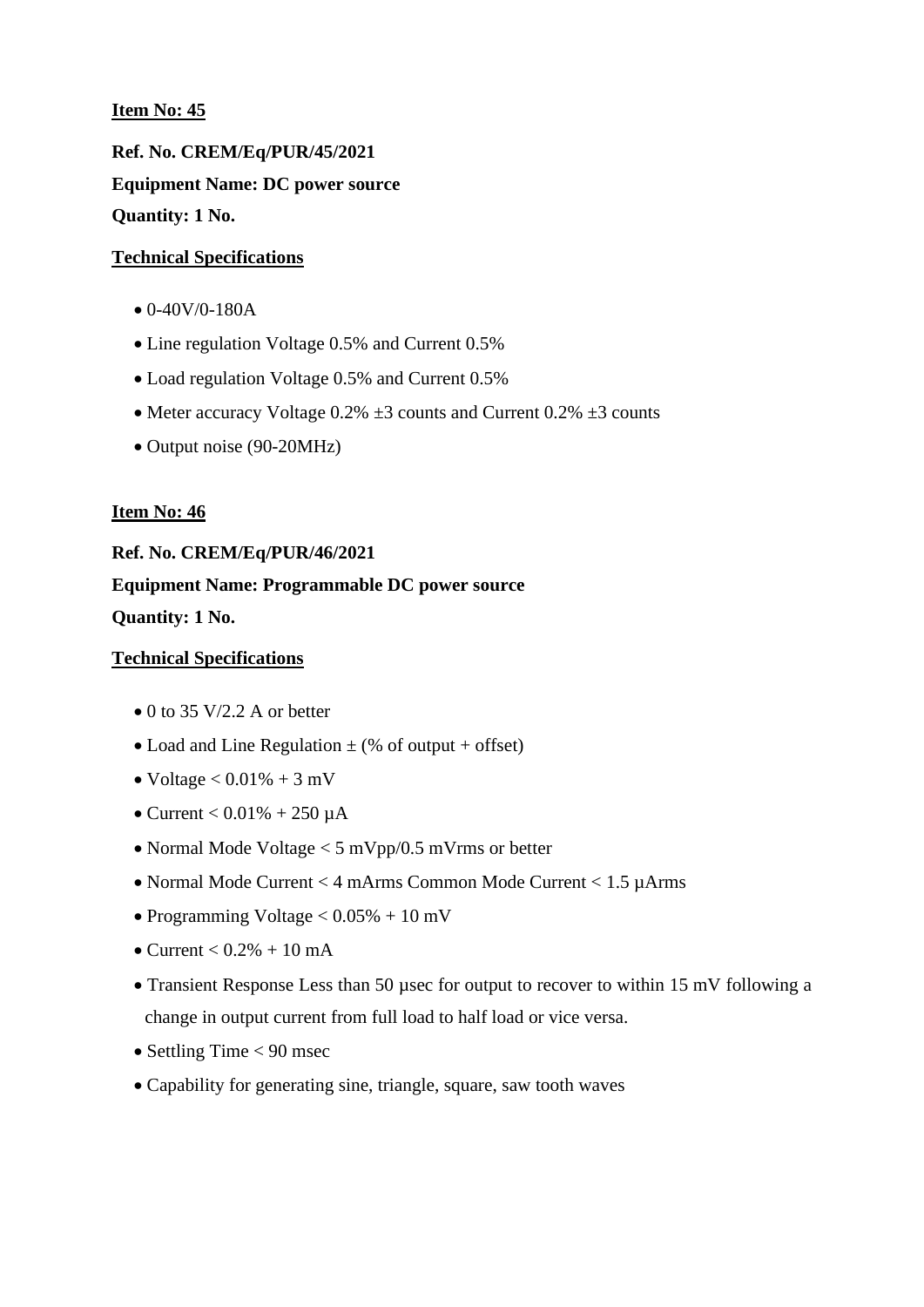**<u>Item No: 45</u>**

**Ref. No. CREM/Eq/PUR/45/2021**

**Equipment Name: DC power source**

**Quantity: 1 No.**

**<u>Technical Specifications</u>**

- 0-40V/0-180A
- Line regulation Voltage 0.5% and Current 0.5%
- Load regulation Voltage 0.5% and Current 0.5%
- Meter accuracy Voltage 0.2% ±3 counts and Current 0.2% ±3 counts
- Output noise (90-20MHz)

**<u>Item No: 46</u>**

**Ref. No. CREM/Eq/PUR/46/2021**

**Equipment Name: Programmable DC power source**

**Quantity: 1 No.**

**<u>Technical Specifications</u>**

- 0 to 35 V/2.2 A or better
- Load and Line Regulation ± (% of output + offset)
- Voltage < 0.01% + 3 mV
- Current < 0.01% + 250 µA
- Normal Mode Voltage < 5 mVpp/0.5 mVrms or better
- Normal Mode Current < 4 mArms Common Mode Current < 1.5 µArms
- Programming Voltage < 0.05% + 10 mV
- Current < 0.2% + 10 mA
- Transient Response Less than 50 µsec for output to recover to within 15 mV following a change in output current from full load to half load or vice versa.
- Settling Time < 90 msec
- Capability for generating sine, triangle, square, saw tooth waves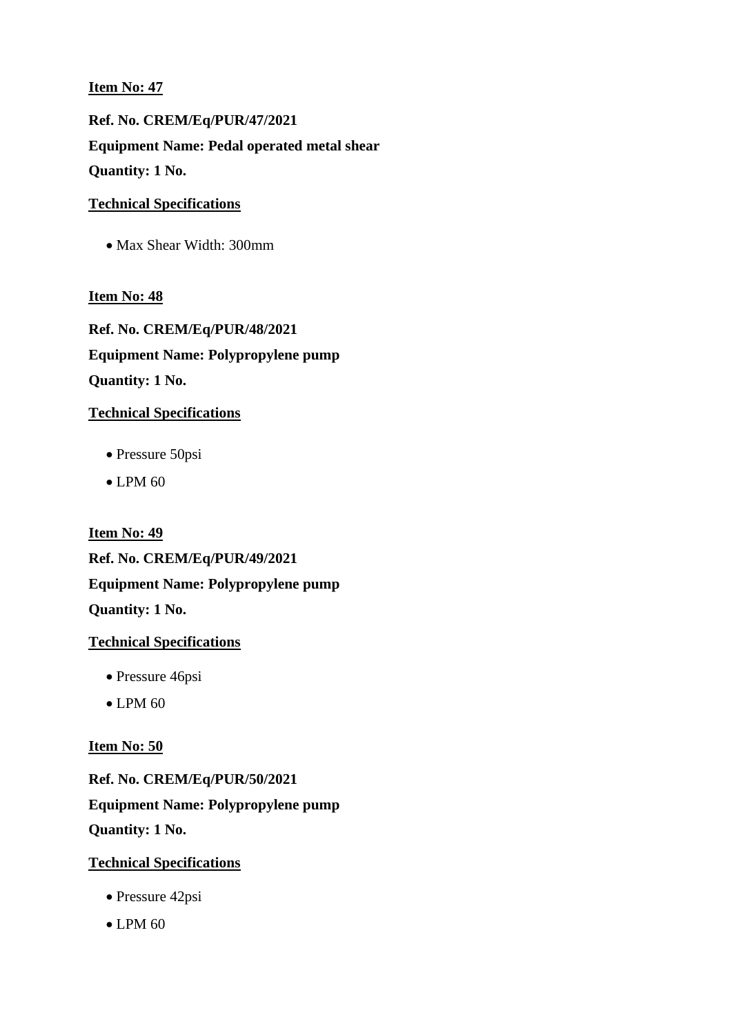**Item No: 47**

**Ref. No. CREM/Eq/PUR/47/2021**

**Equipment Name: Pedal operated metal shear**

**Quantity: 1 No.**

**Technical Specifications**

- Max Shear Width: 300mm

**Item No: 48**

**Ref. No. CREM/Eq/PUR/48/2021**

**Equipment Name: Polypropylene pump**

**Quantity: 1 No.**

**Technical Specifications**

- Pressure 50psi
- LPM 60

**Item No: 49**

**Ref. No. CREM/Eq/PUR/49/2021**

**Equipment Name: Polypropylene pump**

**Quantity: 1 No.**

**Technical Specifications**

- Pressure 46psi
- LPM 60

**Item No: 50**

**Ref. No. CREM/Eq/PUR/50/2021**

**Equipment Name: Polypropylene pump**

**Quantity: 1 No.**

**Technical Specifications**

- Pressure 42psi
- LPM 60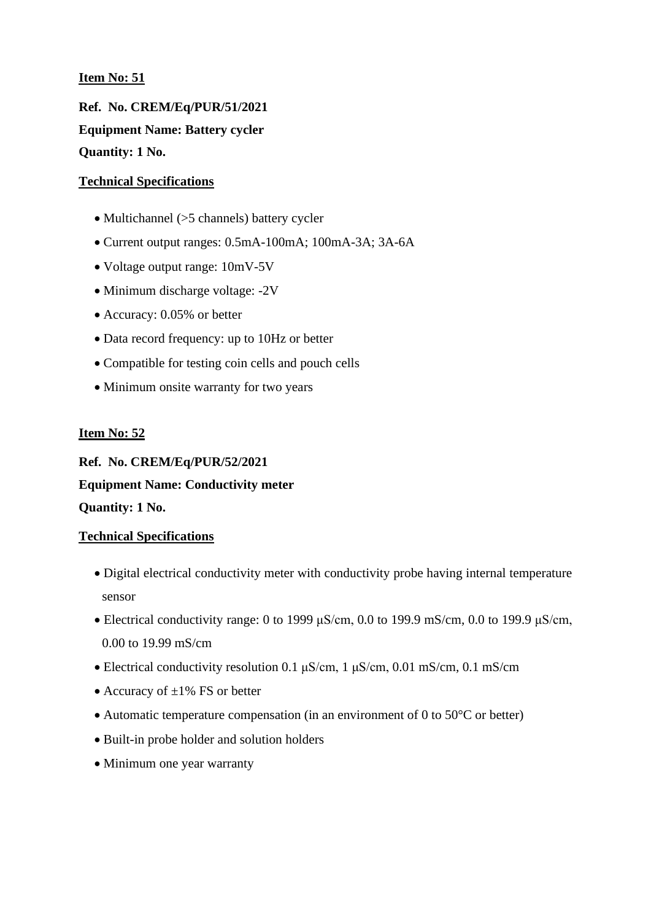**Item No: 51**

**Ref. No. CREM/Eq/PUR/51/2021**

**Equipment Name: Battery cycler**

**Quantity: 1 No.**

**Technical Specifications**

- Multichannel (>5 channels) battery cycler
- Current output ranges: 0.5mA-100mA; 100mA-3A; 3A-6A
- Voltage output range: 10mV-5V
- Minimum discharge voltage: -2V
- Accuracy: 0.05% or better
- Data record frequency: up to 10Hz or better
- Compatible for testing coin cells and pouch cells
- Minimum onsite warranty for two years

**Item No: 52**

**Ref. No. CREM/Eq/PUR/52/2021**

**Equipment Name: Conductivity meter**

**Quantity: 1 No.**

**Technical Specifications**

- Digital electrical conductivity meter with conductivity probe having internal temperature sensor
- Electrical conductivity range: 0 to 1999 μS/cm, 0.0 to 199.9 mS/cm, 0.0 to 199.9 μS/cm, 0.00 to 19.99 mS/cm
- Electrical conductivity resolution 0.1 μS/cm, 1 μS/cm, 0.01 mS/cm, 0.1 mS/cm
- Accuracy of ±1% FS or better
- Automatic temperature compensation (in an environment of 0 to 50°C or better)
- Built-in probe holder and solution holders
- Minimum one year warranty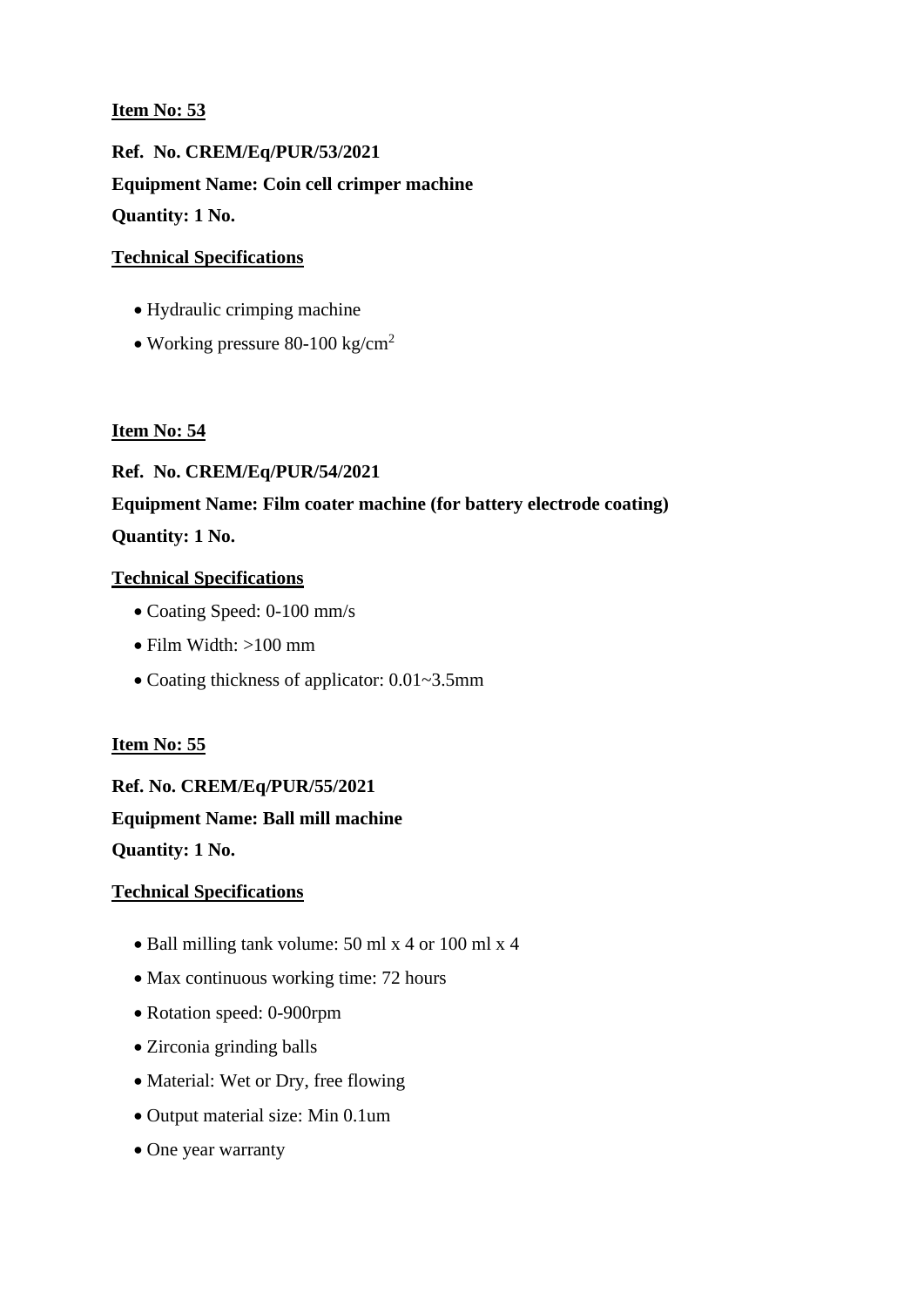**<u>Item No: 53</u>**

**Ref. No. CREM/Eq/PUR/53/2021**

**Equipment Name: Coin cell crimper machine**

**Quantity: 1 No.**

**<u>Technical Specifications</u>**

- Hydraulic crimping machine
- Working pressure 80-100 kg/cm$^2$

**<u>Item No: 54</u>**

**Ref. No. CREM/Eq/PUR/54/2021**

**Equipment Name: Film coater machine (for battery electrode coating)**

**Quantity: 1 No.**

**<u>Technical Specifications</u>**

- Coating Speed: 0-100 mm/s
- Film Width: >100 mm
- Coating thickness of applicator: 0.01~3.5mm

**<u>Item No: 55</u>**

**Ref. No. CREM/Eq/PUR/55/2021**

**Equipment Name: Ball mill machine**

**Quantity: 1 No.**

**<u>Technical Specifications</u>**

- Ball milling tank volume: 50 ml x 4 or 100 ml x 4
- Max continuous working time: 72 hours
- Rotation speed: 0-900rpm
- Zirconia grinding balls
- Material: Wet or Dry, free flowing
- Output material size: Min 0.1um
- One year warranty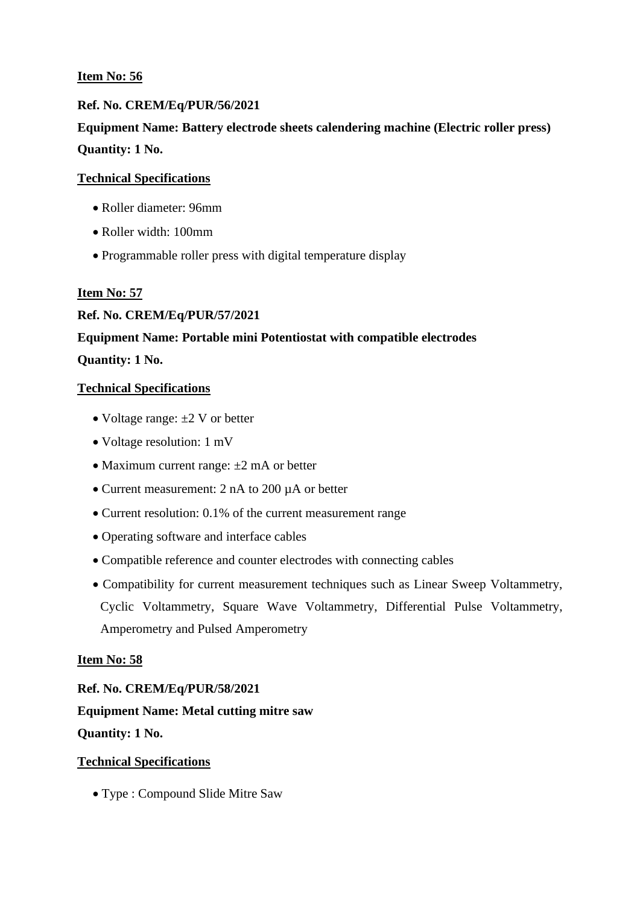**Item No: 56**

**Ref. No. CREM/Eq/PUR/56/2021**

**Equipment Name: Battery electrode sheets calendering machine (Electric roller press)**

**Quantity: 1 No.**

**Technical Specifications**

- Roller diameter: 96mm
- Roller width: 100mm
- Programmable roller press with digital temperature display

**Item No: 57**

**Ref. No. CREM/Eq/PUR/57/2021**

**Equipment Name: Portable mini Potentiostat with compatible electrodes**

**Quantity: 1 No.**

**Technical Specifications**

- Voltage range: ±2 V or better
- Voltage resolution: 1 mV
- Maximum current range: ±2 mA or better
- Current measurement: 2 nA to 200 µA or better
- Current resolution: 0.1% of the current measurement range
- Operating software and interface cables
- Compatible reference and counter electrodes with connecting cables
- Compatibility for current measurement techniques such as Linear Sweep Voltammetry, Cyclic Voltammetry, Square Wave Voltammetry, Differential Pulse Voltammetry, Amperometry and Pulsed Amperometry

**Item No: 58**

**Ref. No. CREM/Eq/PUR/58/2021**

**Equipment Name: Metal cutting mitre saw**

**Quantity: 1 No.**

**Technical Specifications**

- Type : Compound Slide Mitre Saw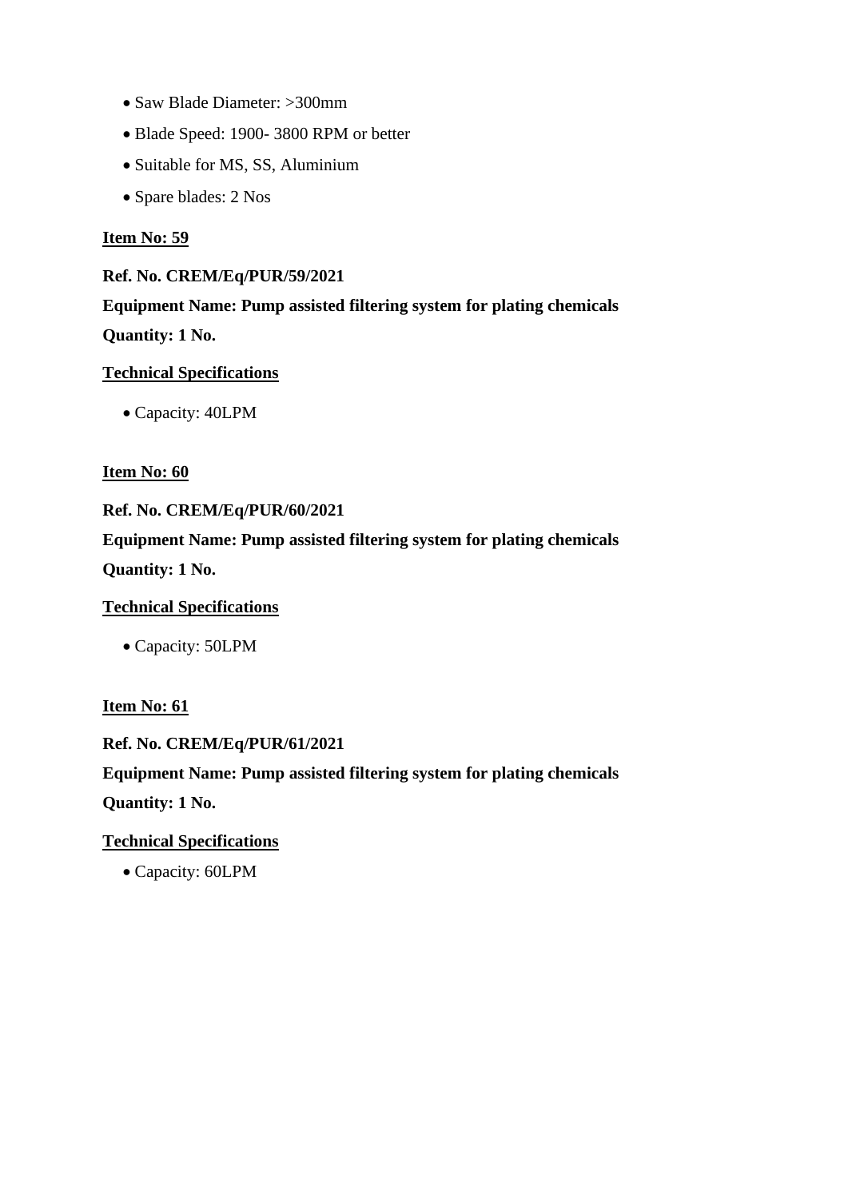- Saw Blade Diameter: >300mm
- Blade Speed: 1900- 3800 RPM or better
- Suitable for MS, SS, Aluminium
- Spare blades: 2 Nos

**Item No: 59**

**Ref. No. CREM/Eq/PUR/59/2021**

**Equipment Name: Pump assisted filtering system for plating chemicals**

**Quantity: 1 No.**

**Technical Specifications**

- Capacity: 40LPM

**Item No: 60**

**Ref. No. CREM/Eq/PUR/60/2021**

**Equipment Name: Pump assisted filtering system for plating chemicals**

**Quantity: 1 No.**

**Technical Specifications**

- Capacity: 50LPM

**Item No: 61**

**Ref. No. CREM/Eq/PUR/61/2021**

**Equipment Name: Pump assisted filtering system for plating chemicals**

**Quantity: 1 No.**

**Technical Specifications**

- Capacity: 60LPM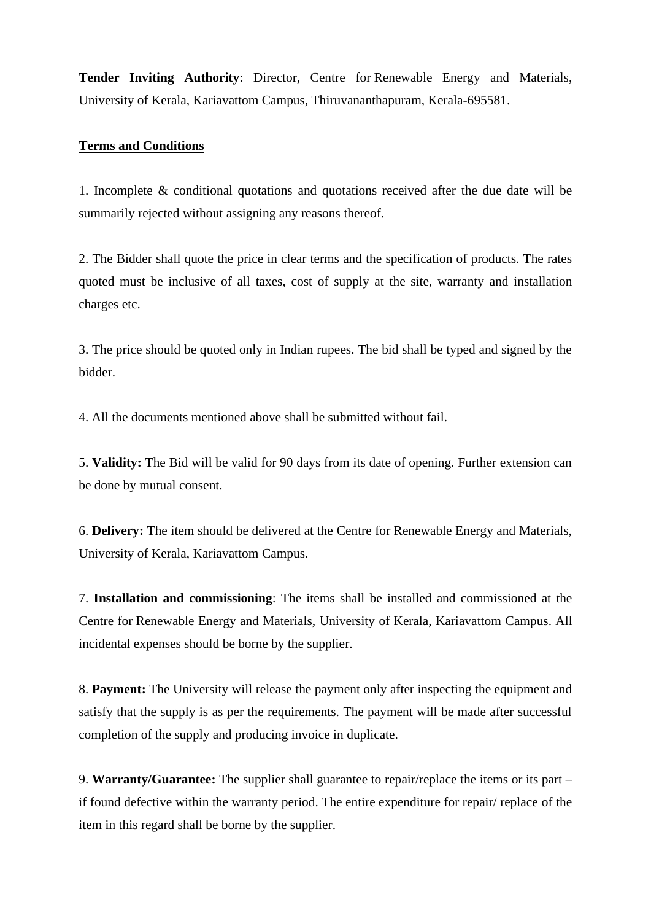**Tender Inviting Authority**: Director, Centre for Renewable Energy and Materials, University of Kerala, Kariavattom Campus, Thiruvananthapuram, Kerala-695581.

**<u>Terms and Conditions</u>**

1. Incomplete & conditional quotations and quotations received after the due date will be summarily rejected without assigning any reasons thereof.

2. The Bidder shall quote the price in clear terms and the specification of products. The rates quoted must be inclusive of all taxes, cost of supply at the site, warranty and installation charges etc.

3. The price should be quoted only in Indian rupees. The bid shall be typed and signed by the bidder.

4. All the documents mentioned above shall be submitted without fail.

5. **Validity:** The Bid will be valid for 90 days from its date of opening. Further extension can be done by mutual consent.

6. **Delivery:** The item should be delivered at the Centre for Renewable Energy and Materials, University of Kerala, Kariavattom Campus.

7. **Installation and commissioning**: The items shall be installed and commissioned at the Centre for Renewable Energy and Materials, University of Kerala, Kariavattom Campus. All incidental expenses should be borne by the supplier.

8. **Payment:** The University will release the payment only after inspecting the equipment and satisfy that the supply is as per the requirements. The payment will be made after successful completion of the supply and producing invoice in duplicate.

9. **Warranty/Guarantee:** The supplier shall guarantee to repair/replace the items or its part – if found defective within the warranty period. The entire expenditure for repair/ replace of the item in this regard shall be borne by the supplier.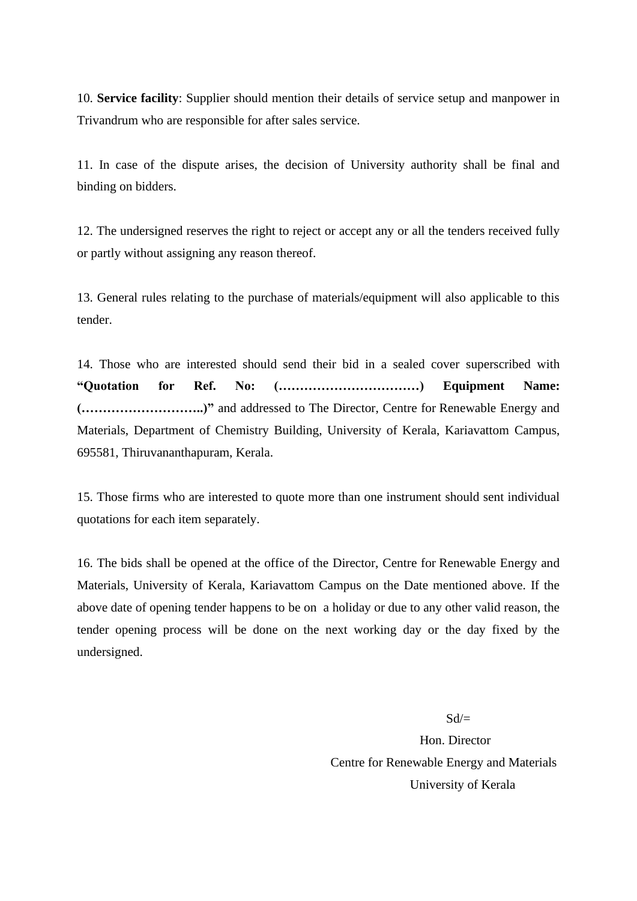10. **Service facility**: Supplier should mention their details of service setup and manpower in Trivandrum who are responsible for after sales service.

11. In case of the dispute arises, the decision of University authority shall be final and binding on bidders.

12. The undersigned reserves the right to reject or accept any or all the tenders received fully or partly without assigning any reason thereof.

13. General rules relating to the purchase of materials/equipment will also applicable to this tender.

14. Those who are interested should send their bid in a sealed cover superscribed with **"Quotation for Ref. No: (……………………………) Equipment Name: (………………………..)"** and addressed to The Director, Centre for Renewable Energy and Materials, Department of Chemistry Building, University of Kerala, Kariavattom Campus, 695581, Thiruvananthapuram, Kerala.

15. Those firms who are interested to quote more than one instrument should sent individual quotations for each item separately.

16. The bids shall be opened at the office of the Director, Centre for Renewable Energy and Materials, University of Kerala, Kariavattom Campus on the Date mentioned above. If the above date of opening tender happens to be on a holiday or due to any other valid reason, the tender opening process will be done on the next working day or the day fixed by the undersigned.

Sd/=

Hon. Director

Centre for Renewable Energy and Materials

University of Kerala